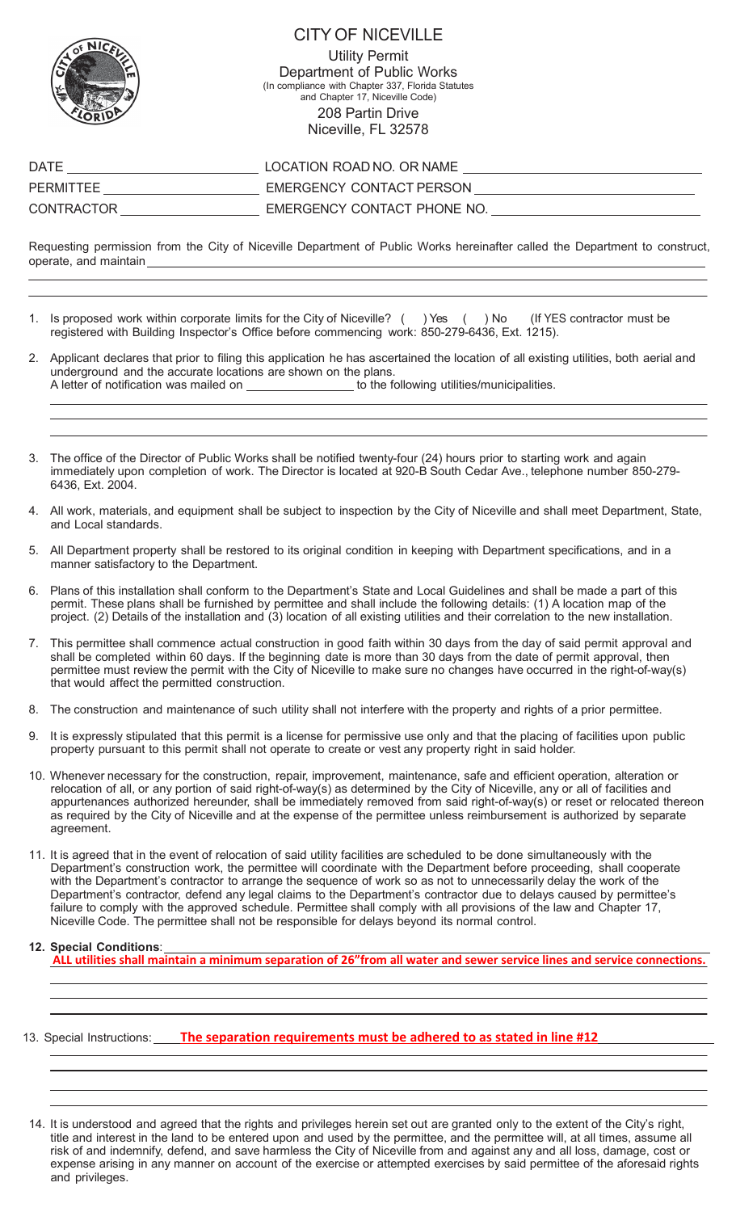# CITY OF NICEVILLE

Utility Permit
Department of Public Works
(In compliance with Chapter 337, Florida Statutes and Chapter 17, Niceville Code)
208 Partin Drive
Niceville, FL 32578

DATE ____________________ LOCATION ROAD NO. OR NAME ____________________

PERMITTEE ____________________ EMERGENCY CONTACT PERSON ____________________

CONTRACTOR ____________________ EMERGENCY CONTACT PHONE NO. ____________________

Requesting permission from the City of Niceville Department of Public Works hereinafter called the Department to construct, operate, and maintain ____________________

1. Is proposed work within corporate limits for the City of Niceville? ( ) Yes ( ) No (If YES contractor must be registered with Building Inspector's Office before commencing work: 850-279-6436, Ext. 1215).

2. Applicant declares that prior to filing this application he has ascertained the location of all existing utilities, both aerial and underground and the accurate locations are shown on the plans.
   A letter of notification was mailed on ____________ to the following utilities/municipalities.

3. The office of the Director of Public Works shall be notified twenty-four (24) hours prior to starting work and again immediately upon completion of work. The Director is located at 920-B South Cedar Ave., telephone number 850-279-6436, Ext. 2004.

4. All work, materials, and equipment shall be subject to inspection by the City of Niceville and shall meet Department, State, and Local standards.

5. All Department property shall be restored to its original condition in keeping with Department specifications, and in a manner satisfactory to the Department.

6. Plans of this installation shall conform to the Department's State and Local Guidelines and shall be made a part of this permit. These plans shall be furnished by permittee and shall include the following details: (1) A location map of the project. (2) Details of the installation and (3) location of all existing utilities and their correlation to the new installation.

7. This permittee shall commence actual construction in good faith within 30 days from the day of said permit approval and shall be completed within 60 days. If the beginning date is more than 30 days from the date of permit approval, then permittee must review the permit with the City of Niceville to make sure no changes have occurred in the right-of-way(s) that would affect the permitted construction.

8. The construction and maintenance of such utility shall not interfere with the property and rights of a prior permittee.

9. It is expressly stipulated that this permit is a license for permissive use only and that the placing of facilities upon public property pursuant to this permit shall not operate to create or vest any property right in said holder.

10. Whenever necessary for the construction, repair, improvement, maintenance, safe and efficient operation, alteration or relocation of all, or any portion of said right-of-way(s) as determined by the City of Niceville, any or all of facilities and appurtenances authorized hereunder, shall be immediately removed from said right-of-way(s) or reset or relocated thereon as required by the City of Niceville and at the expense of the permittee unless reimbursement is authorized by separate agreement.

11. It is agreed that in the event of relocation of said utility facilities are scheduled to be done simultaneously with the Department's construction work, the permittee will coordinate with the Department before proceeding, shall cooperate with the Department's contractor to arrange the sequence of work so as not to unnecessarily delay the work of the Department's contractor, defend any legal claims to the Department's contractor due to delays caused by permittee's failure to comply with the approved schedule. Permittee shall comply with all provisions of the law and Chapter 17, Niceville Code. The permittee shall not be responsible for delays beyond its normal control.

12. **Special Conditions**:
    **ALL utilities shall maintain a minimum separation of 26" from all water and sewer service lines and service connections.**

13. Special Instructions: **The separation requirements must be adhered to as stated in line #12**

14. It is understood and agreed that the rights and privileges herein set out are granted only to the extent of the City's right, title and interest in the land to be entered upon and used by the permittee, and the permittee will, at all times, assume all risk of and indemnify, defend, and save harmless the City of Niceville from and against any and all loss, damage, cost or expense arising in any manner on account of the exercise or attempted exercises by said permittee of the aforesaid rights and privileges.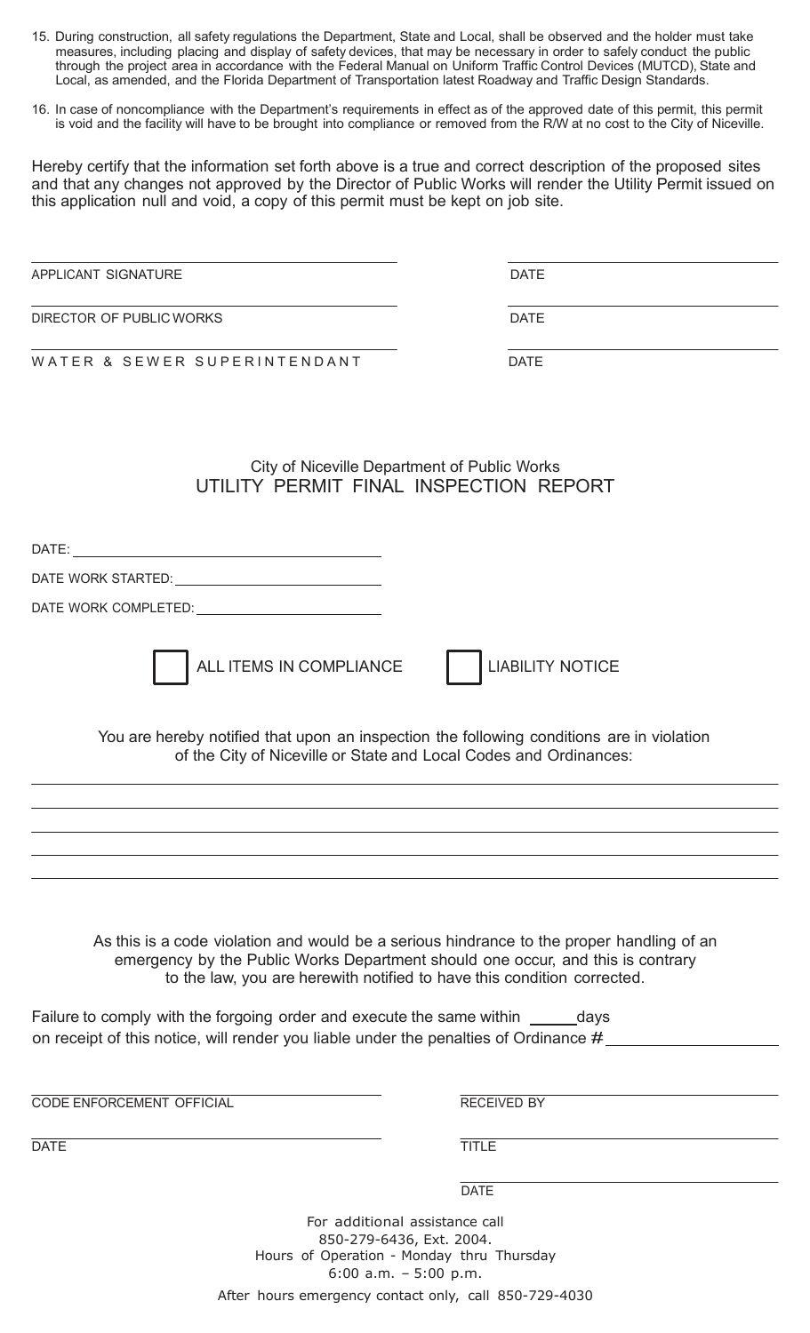15. During construction, all safety regulations the Department, State and Local, shall be observed and the holder must take measures, including placing and display of safety devices, that may be necessary in order to safely conduct the public through the project area in accordance with the Federal Manual on Uniform Traffic Control Devices (MUTCD), State and Local, as amended, and the Florida Department of Transportation latest Roadway and Traffic Design Standards.

16. In case of noncompliance with the Department's requirements in effect as of the approved date of this permit, this permit is void and the facility will have to be brought into compliance or removed from the R/W at no cost to the City of Niceville.

Hereby certify that the information set forth above is a true and correct description of the proposed sites and that any changes not approved by the Director of Public Works will render the Utility Permit issued on this application null and void, a copy of this permit must be kept on job site.

| | |
|---|---|
| APPLICANT SIGNATURE | DATE |
| DIRECTOR OF PUBLIC WORKS | DATE |
| WATER & SEWER SUPERINTENDANT | DATE |

City of Niceville Department of Public Works

# UTILITY PERMIT FINAL INSPECTION REPORT

DATE: ______________________

DATE WORK STARTED: ______________________

DATE WORK COMPLETED: ______________________

☐ ALL ITEMS IN COMPLIANCE ☐ LIABILITY NOTICE

You are hereby notified that upon an inspection the following conditions are in violation of the City of Niceville or State and Local Codes and Ordinances:

______________________________________________________________________

______________________________________________________________________

______________________________________________________________________

______________________________________________________________________

______________________________________________________________________

As this is a code violation and would be a serious hindrance to the proper handling of an emergency by the Public Works Department should one occur, and this is contrary to the law, you are herewith notified to have this condition corrected.

Failure to comply with the forgoing order and execute the same within _____days on receipt of this notice, will render you liable under the penalties of Ordinance # ______________

| | |
|---|---|
| CODE ENFORCEMENT OFFICIAL | RECEIVED BY |
| DATE | TITLE |
| | DATE |

For additional assistance call
850-279-6436, Ext. 2004.
Hours of Operation - Monday thru Thursday
6:00 a.m. – 5:00 p.m.

After hours emergency contact only, call 850-729-4030